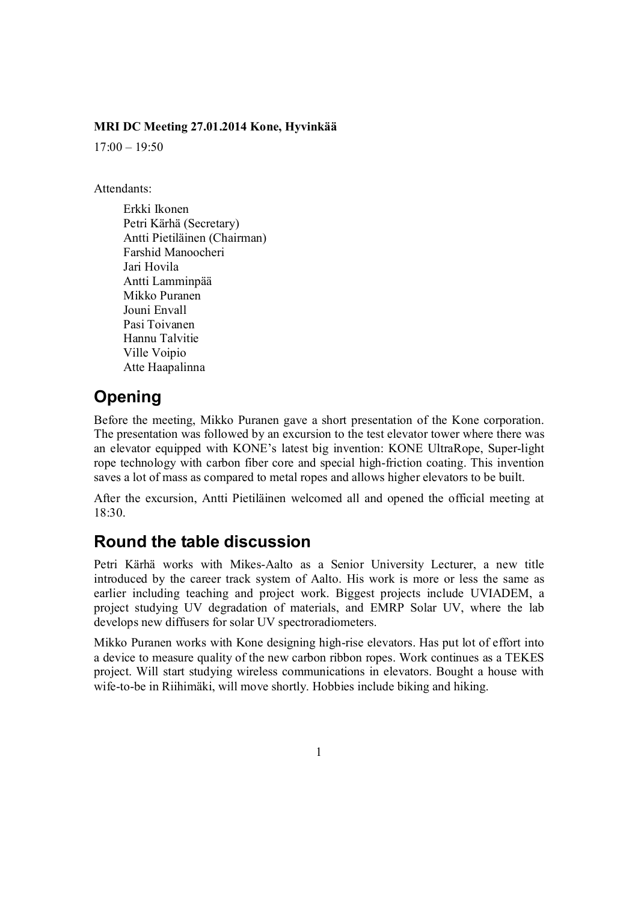**MRI DC Meeting 27.01.2014 Kone, Hyvinkää**

17:00 – 19:50

Attendants:

- Erkki Ikonen
- Petri Kärhä (Secretary)
- Antti Pietiläinen (Chairman)
- Farshid Manoocheri
- Jari Hovila
- Antti Lamminpää
- Mikko Puranen
- Jouni Envall
- Pasi Toivanen
- Hannu Talvitie
- Ville Voipio
- Atte Haapalinna

# Opening

Before the meeting, Mikko Puranen gave a short presentation of the Kone corporation. The presentation was followed by an excursion to the test elevator tower where there was an elevator equipped with KONE's latest big invention: KONE UltraRope, Super-light rope technology with carbon fiber core and special high-friction coating. This invention saves a lot of mass as compared to metal ropes and allows higher elevators to be built.

After the excursion, Antti Pietiläinen welcomed all and opened the official meeting at 18:30.

# Round the table discussion

Petri Kärhä works with Mikes-Aalto as a Senior University Lecturer, a new title introduced by the career track system of Aalto. His work is more or less the same as earlier including teaching and project work. Biggest projects include UVIADEM, a project studying UV degradation of materials, and EMRP Solar UV, where the lab develops new diffusers for solar UV spectroradiometers.

Mikko Puranen works with Kone designing high-rise elevators. Has put lot of effort into a device to measure quality of the new carbon ribbon ropes. Work continues as a TEKES project. Will start studying wireless communications in elevators. Bought a house with wife-to-be in Riihimäki, will move shortly. Hobbies include biking and hiking.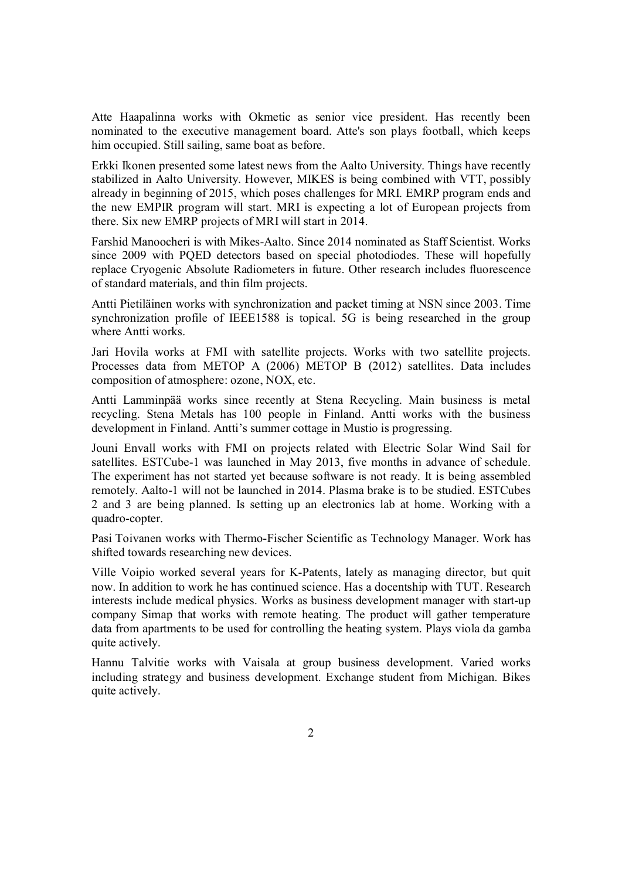Atte Haapalinna works with Okmetic as senior vice president. Has recently been nominated to the executive management board. Atte's son plays football, which keeps him occupied. Still sailing, same boat as before.

Erkki Ikonen presented some latest news from the Aalto University. Things have recently stabilized in Aalto University. However, MIKES is being combined with VTT, possibly already in beginning of 2015, which poses challenges for MRI. EMRP program ends and the new EMPIR program will start. MRI is expecting a lot of European projects from there. Six new EMRP projects of MRI will start in 2014.

Farshid Manoocheri is with Mikes-Aalto. Since 2014 nominated as Staff Scientist. Works since 2009 with PQED detectors based on special photodiodes. These will hopefully replace Cryogenic Absolute Radiometers in future. Other research includes fluorescence of standard materials, and thin film projects.

Antti Pietiläinen works with synchronization and packet timing at NSN since 2003. Time synchronization profile of IEEE1588 is topical. 5G is being researched in the group where Antti works.

Jari Hovila works at FMI with satellite projects. Works with two satellite projects. Processes data from METOP A (2006) METOP B (2012) satellites. Data includes composition of atmosphere: ozone, NOX, etc.

Antti Lamminpää works since recently at Stena Recycling. Main business is metal recycling. Stena Metals has 100 people in Finland. Antti works with the business development in Finland. Antti's summer cottage in Mustio is progressing.

Jouni Envall works with FMI on projects related with Electric Solar Wind Sail for satellites. ESTCube-1 was launched in May 2013, five months in advance of schedule. The experiment has not started yet because software is not ready. It is being assembled remotely. Aalto-1 will not be launched in 2014. Plasma brake is to be studied. ESTCubes 2 and 3 are being planned. Is setting up an electronics lab at home. Working with a quadro-copter.

Pasi Toivanen works with Thermo-Fischer Scientific as Technology Manager. Work has shifted towards researching new devices.

Ville Voipio worked several years for K-Patents, lately as managing director, but quit now. In addition to work he has continued science. Has a docentship with TUT. Research interests include medical physics. Works as business development manager with start-up company Simap that works with remote heating. The product will gather temperature data from apartments to be used for controlling the heating system. Plays viola da gamba quite actively.

Hannu Talvitie works with Vaisala at group business development. Varied works including strategy and business development. Exchange student from Michigan. Bikes quite actively.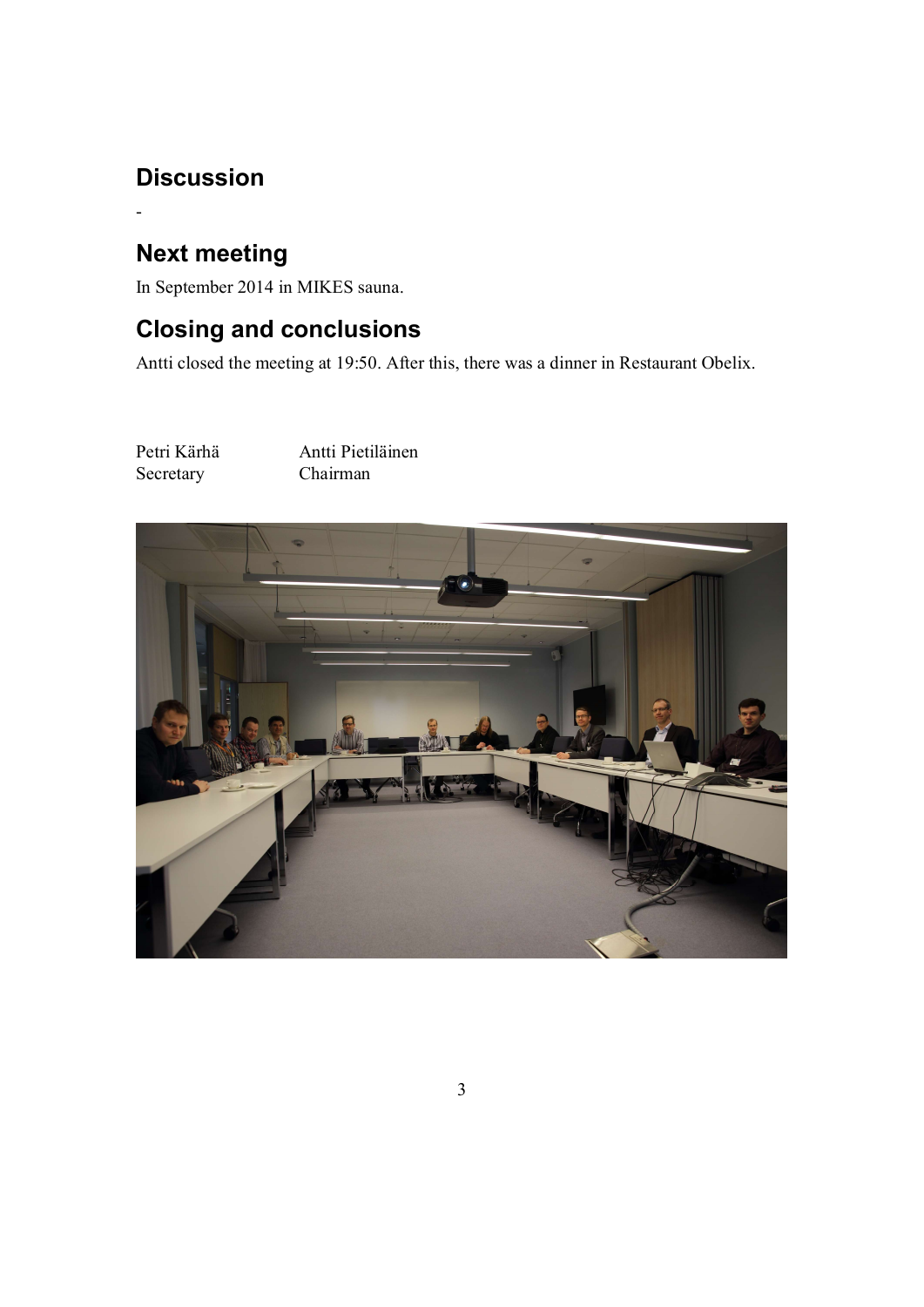## Discussion

-

## Next meeting

In September 2014 in MIKES sauna.

## Closing and conclusions

Antti closed the meeting at 19:50. After this, there was a dinner in Restaurant Obelix.

| | |
|---|---|
| Petri Kärhä | Antti Pietiläinen |
| Secretary | Chairman |